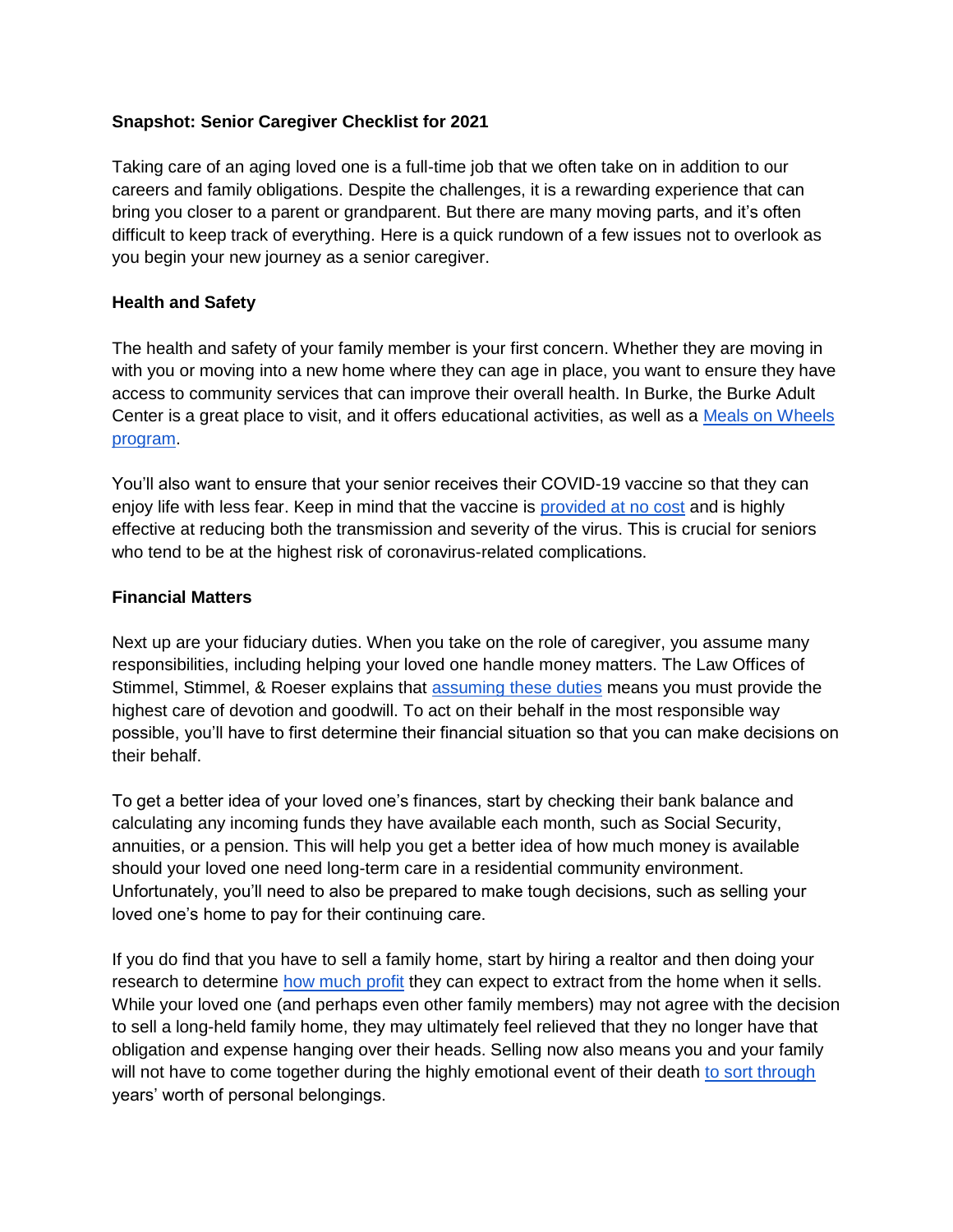**Snapshot: Senior Caregiver Checklist for 2021**

Taking care of an aging loved one is a full-time job that we often take on in addition to our careers and family obligations. Despite the challenges, it is a rewarding experience that can bring you closer to a parent or grandparent. But there are many moving parts, and it's often difficult to keep track of everything. Here is a quick rundown of a few issues not to overlook as you begin your new journey as a senior caregiver.

**Health and Safety**

The health and safety of your family member is your first concern. Whether they are moving in with you or moving into a new home where they can age in place, you want to ensure they have access to community services that can improve their overall health. In Burke, the Burke Adult Center is a great place to visit, and it offers educational activities, as well as a Meals on Wheels program.

You'll also want to ensure that your senior receives their COVID-19 vaccine so that they can enjoy life with less fear. Keep in mind that the vaccine is provided at no cost and is highly effective at reducing both the transmission and severity of the virus. This is crucial for seniors who tend to be at the highest risk of coronavirus-related complications.

**Financial Matters**

Next up are your fiduciary duties. When you take on the role of caregiver, you assume many responsibilities, including helping your loved one handle money matters. The Law Offices of Stimmel, Stimmel, & Roeser explains that assuming these duties means you must provide the highest care of devotion and goodwill. To act on their behalf in the most responsible way possible, you'll have to first determine their financial situation so that you can make decisions on their behalf.

To get a better idea of your loved one's finances, start by checking their bank balance and calculating any incoming funds they have available each month, such as Social Security, annuities, or a pension. This will help you get a better idea of how much money is available should your loved one need long-term care in a residential community environment. Unfortunately, you'll need to also be prepared to make tough decisions, such as selling your loved one's home to pay for their continuing care.

If you do find that you have to sell a family home, start by hiring a realtor and then doing your research to determine how much profit they can expect to extract from the home when it sells. While your loved one (and perhaps even other family members) may not agree with the decision to sell a long-held family home, they may ultimately feel relieved that they no longer have that obligation and expense hanging over their heads. Selling now also means you and your family will not have to come together during the highly emotional event of their death to sort through years' worth of personal belongings.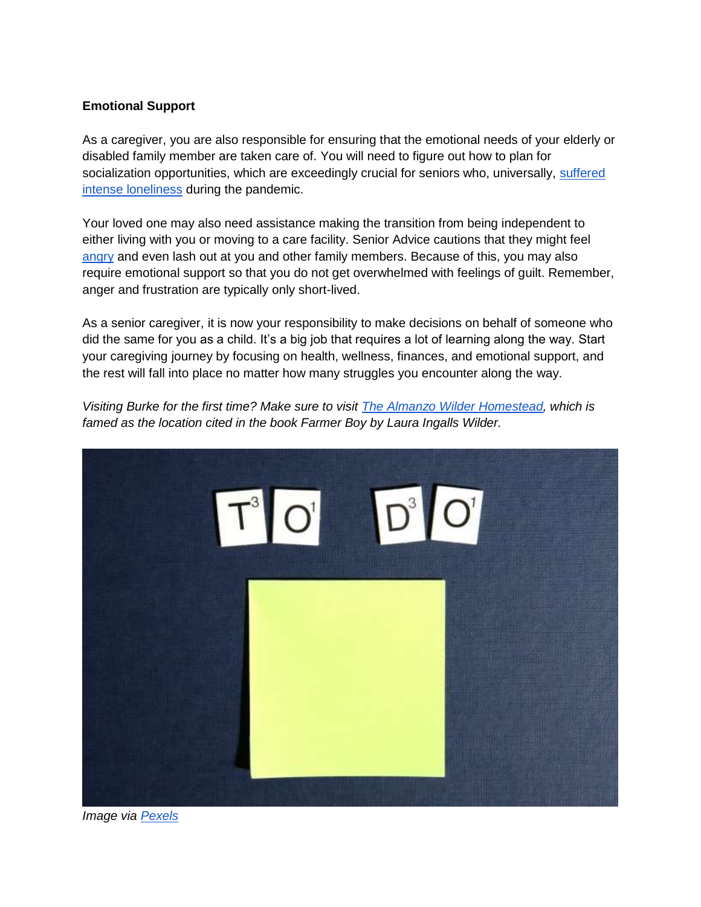**Emotional Support**

As a caregiver, you are also responsible for ensuring that the emotional needs of your elderly or disabled family member are taken care of. You will need to figure out how to plan for socialization opportunities, which are exceedingly crucial for seniors who, universally, suffered intense loneliness during the pandemic.

Your loved one may also need assistance making the transition from being independent to either living with you or moving to a care facility. Senior Advice cautions that they might feel angry and even lash out at you and other family members. Because of this, you may also require emotional support so that you do not get overwhelmed with feelings of guilt. Remember, anger and frustration are typically only short-lived.

As a senior caregiver, it is now your responsibility to make decisions on behalf of someone who did the same for you as a child. It's a big job that requires a lot of learning along the way. Start your caregiving journey by focusing on health, wellness, finances, and emotional support, and the rest will fall into place no matter how many struggles you encounter along the way.

*Visiting Burke for the first time? Make sure to visit The Almanzo Wilder Homestead, which is famed as the location cited in the book Farmer Boy by Laura Ingalls Wilder.*

*Image via Pexels*